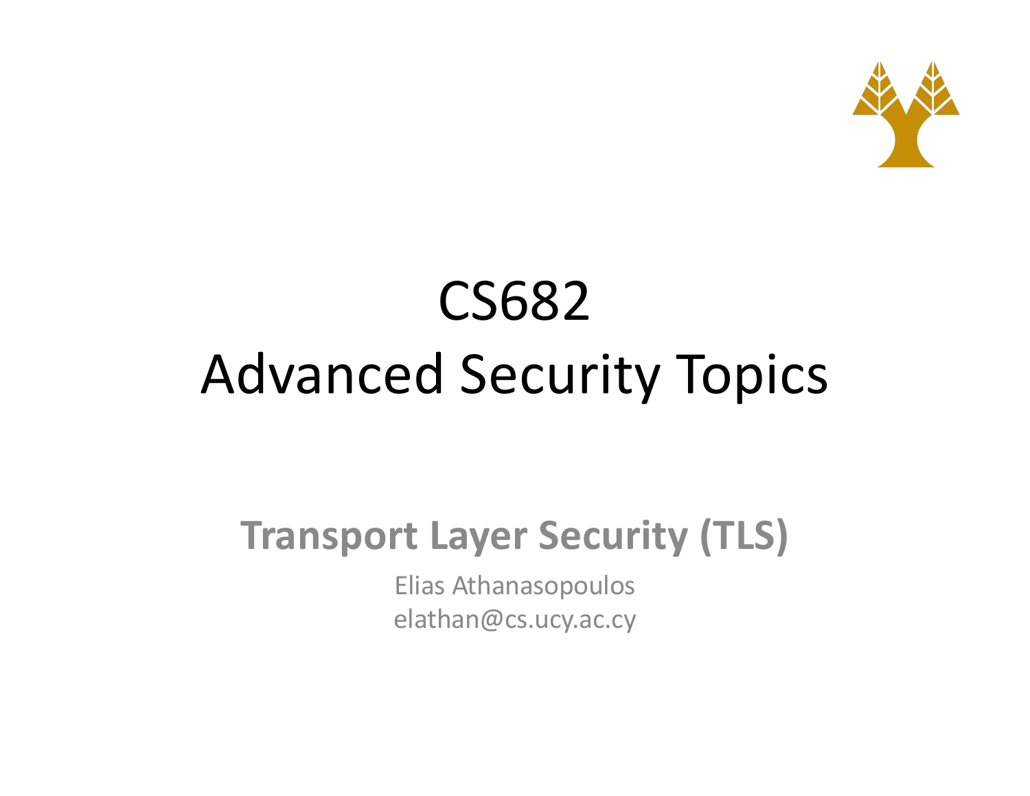# CS682
# Advanced Security Topics

## Transport Layer Security (TLS)

Elias Athanasopoulos
elathan@cs.ucy.ac.cy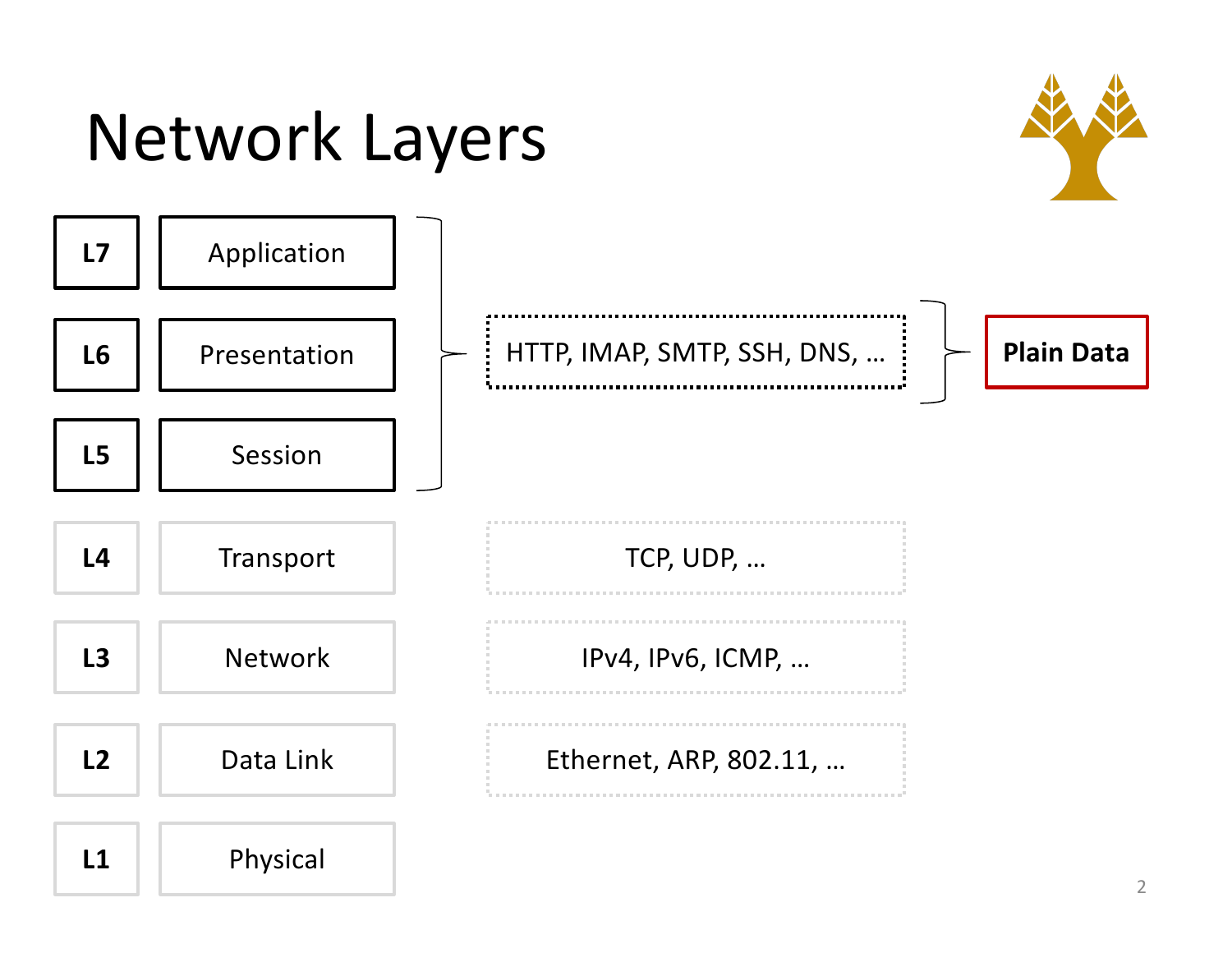# Network Layers

| Layer | Name | Protocols | |
|---|---|---|---|
| **L7** | Application | HTTP, IMAP, SMTP, SSH, DNS, … | **Plain Data** |
| **L6** | Presentation | | |
| **L5** | Session | | |
| **L4** | Transport | TCP, UDP, … | |
| **L3** | Network | IPv4, IPv6, ICMP, … | |
| **L2** | Data Link | Ethernet, ARP, 802.11, … | |
| **L1** | Physical | | |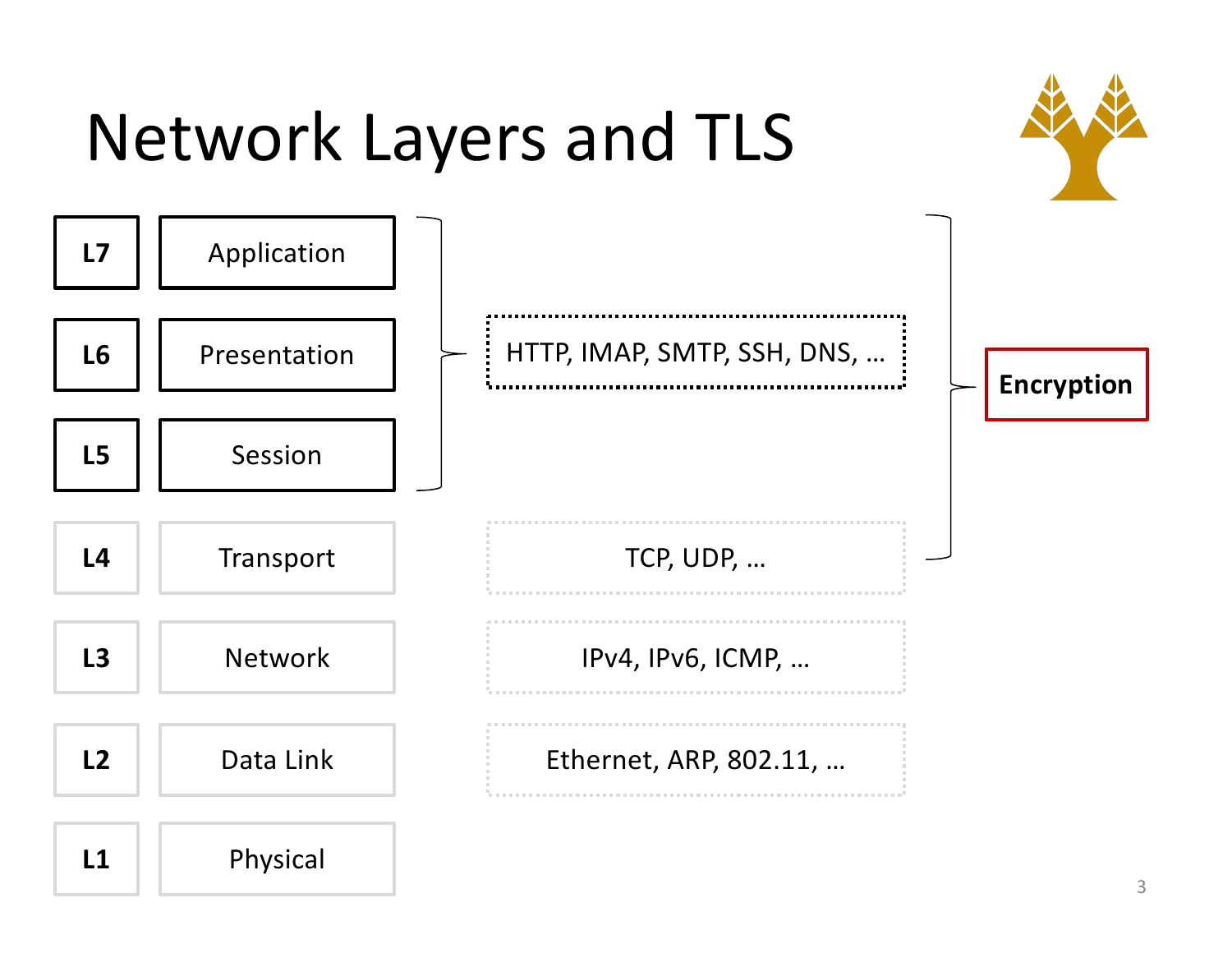# Network Layers and TLS

| Layer | Name | Protocols |
| --- | --- | --- |
| L7 | Application | HTTP, IMAP, SMTP, SSH, DNS, … |
| L6 | Presentation | |
| L5 | Session | |
| L4 | Transport | TCP, UDP, … |
| L3 | Network | IPv4, IPv6, ICMP, … |
| L2 | Data Link | Ethernet, ARP, 802.11, … |
| L1 | Physical | |

**Encryption** (spanning L7–L4)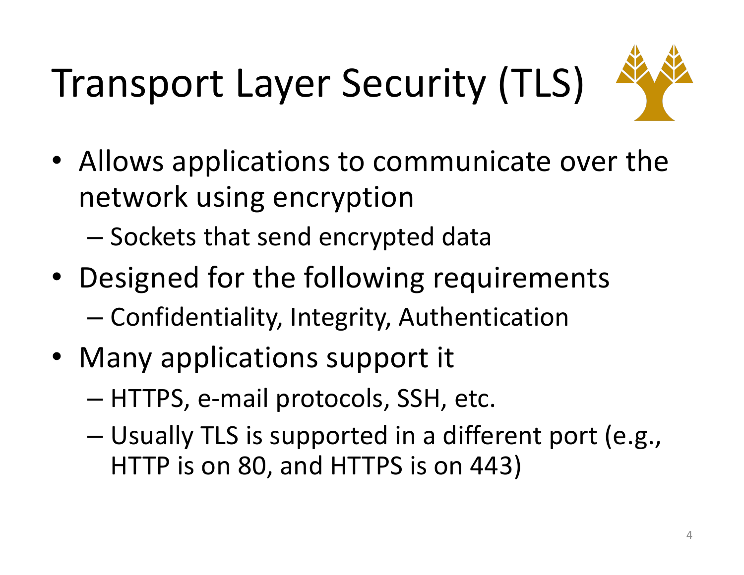# Transport Layer Security (TLS)

- Allows applications to communicate over the network using encryption
  - Sockets that send encrypted data
- Designed for the following requirements
  - Confidentiality, Integrity, Authentication
- Many applications support it
  - HTTPS, e-mail protocols, SSH, etc.
  - Usually TLS is supported in a different port (e.g., HTTP is on 80, and HTTPS is on 443)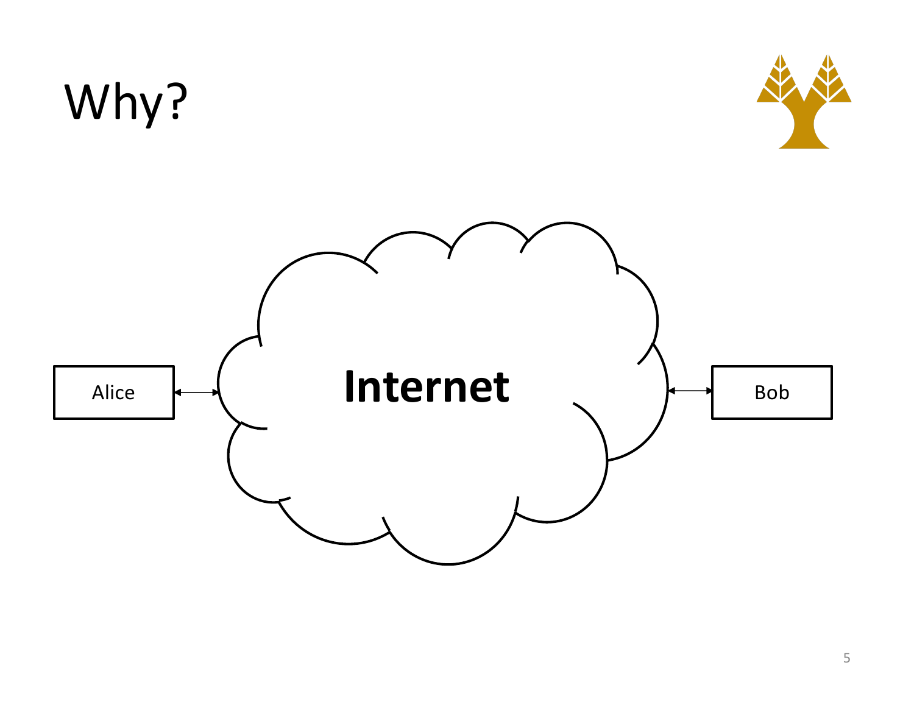# Why?

Alice ⟷ **Internet** ⟷ Bob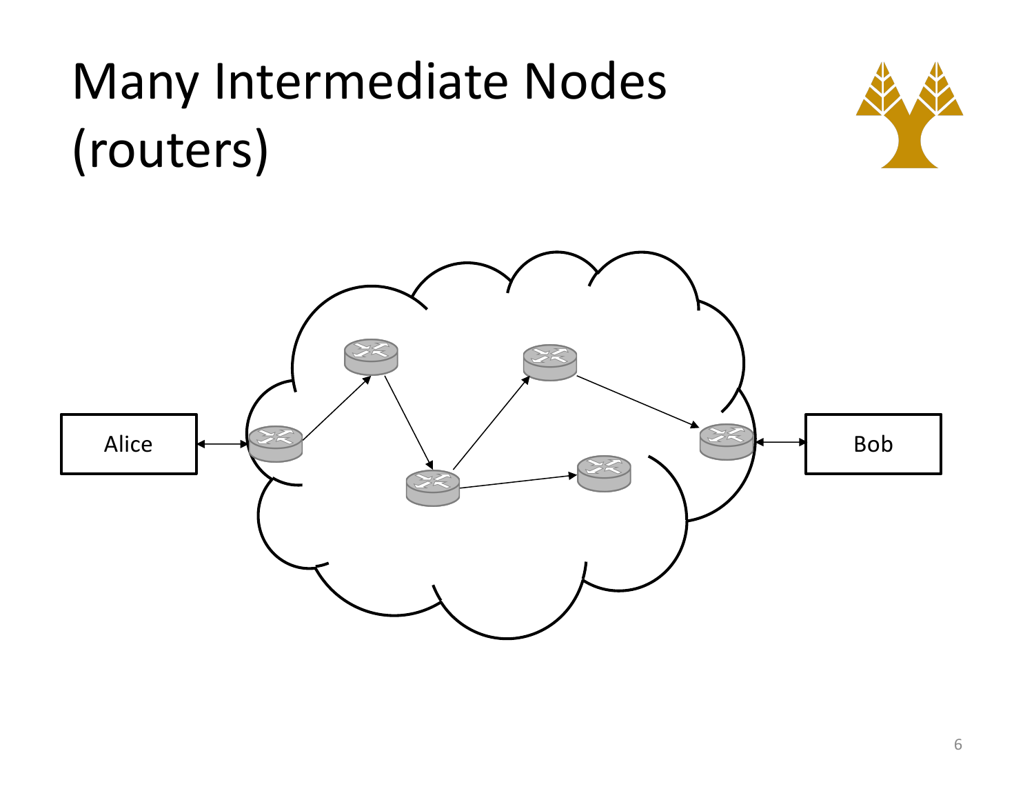# Many Intermediate Nodes (routers)

Alice

Bob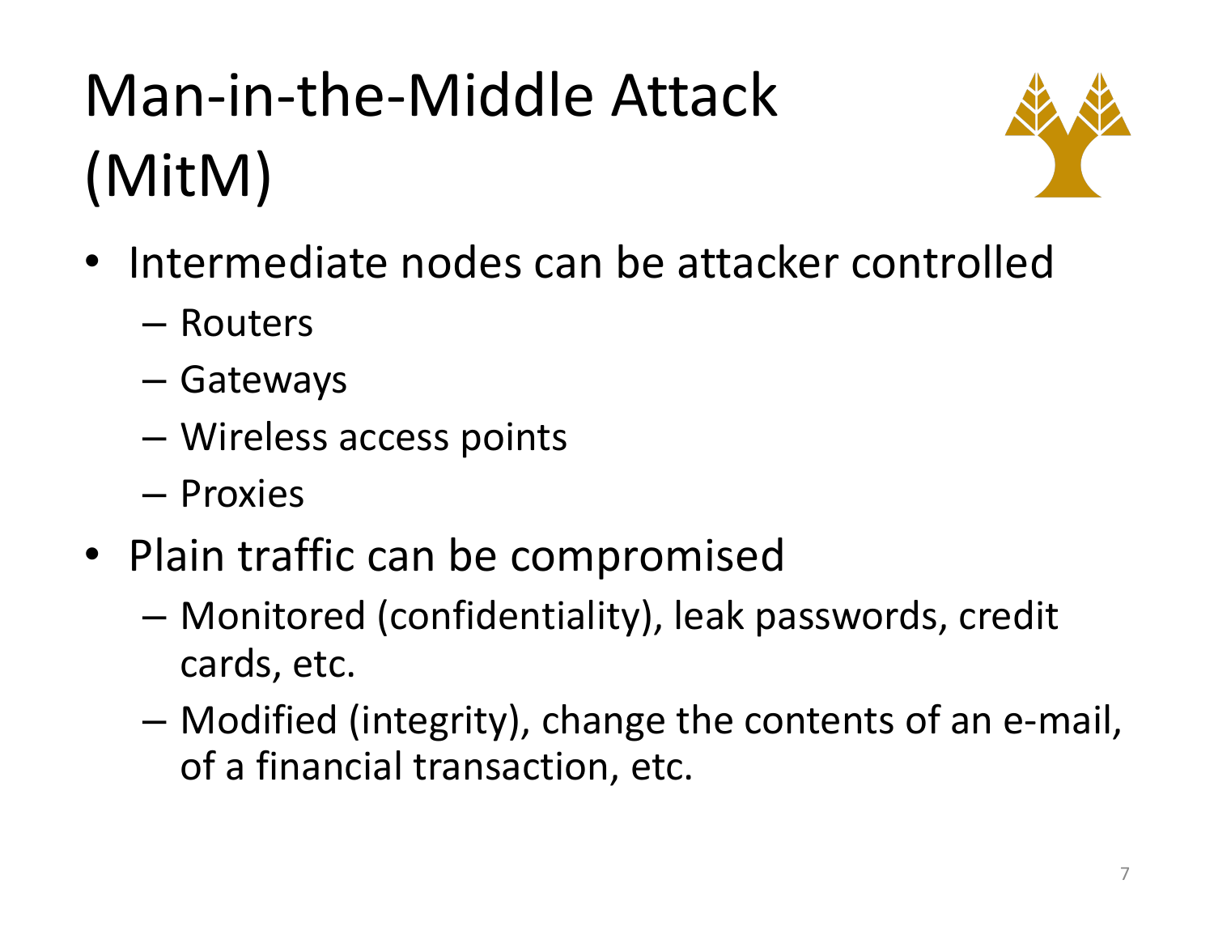# Man-in-the-Middle Attack (MitM)

- Intermediate nodes can be attacker controlled
  - Routers
  - Gateways
  - Wireless access points
  - Proxies
- Plain traffic can be compromised
  - Monitored (confidentiality), leak passwords, credit cards, etc.
  - Modified (integrity), change the contents of an e-mail, of a financial transaction, etc.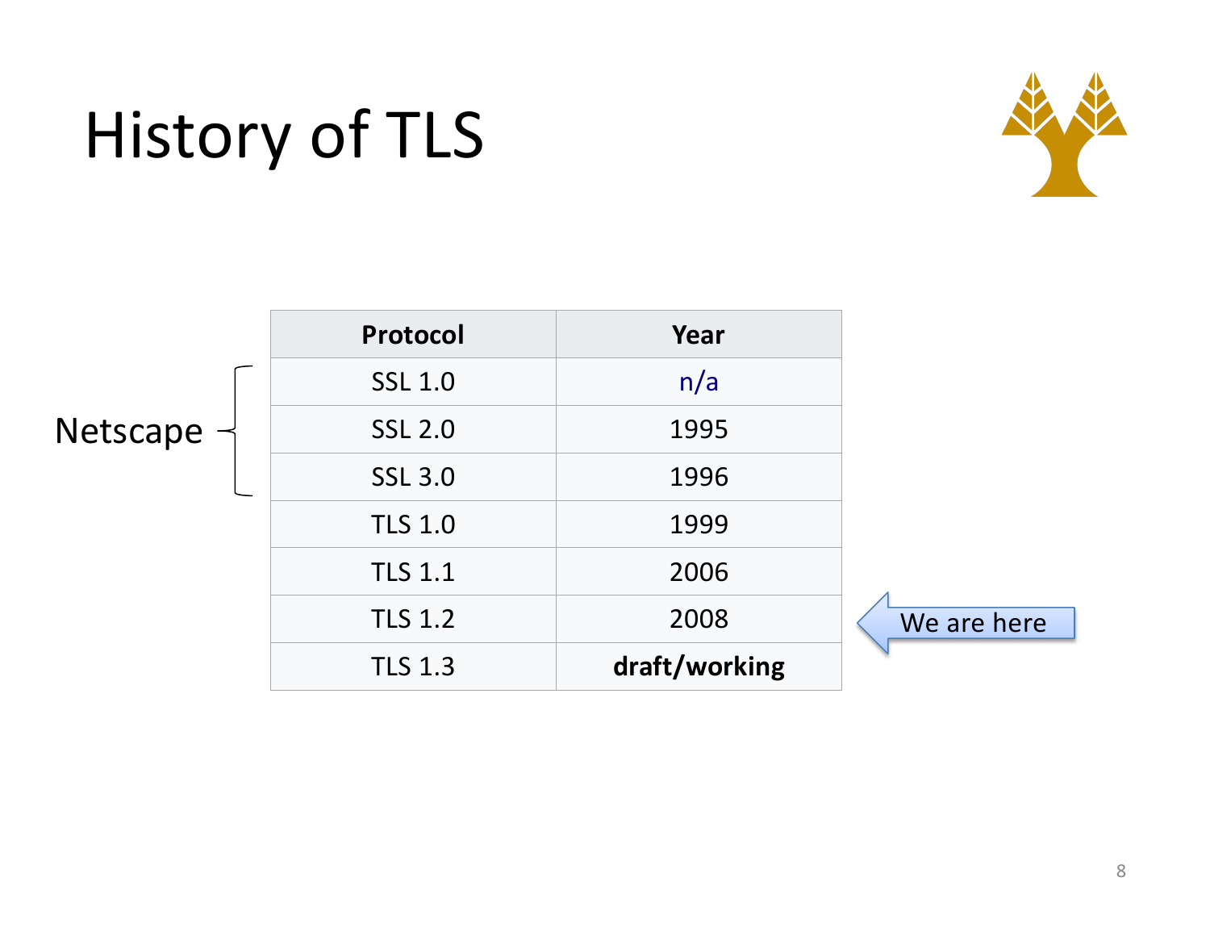# History of TLS

| Protocol | Year |
|---|---|
| SSL 1.0 | n/a |
| SSL 2.0 | 1995 |
| SSL 3.0 | 1996 |
| TLS 1.0 | 1999 |
| TLS 1.1 | 2006 |
| TLS 1.2 | 2008 |
| TLS 1.3 | **draft/working** |

Netscape (SSL 1.0, SSL 2.0, SSL 3.0)

We are here (TLS 1.2)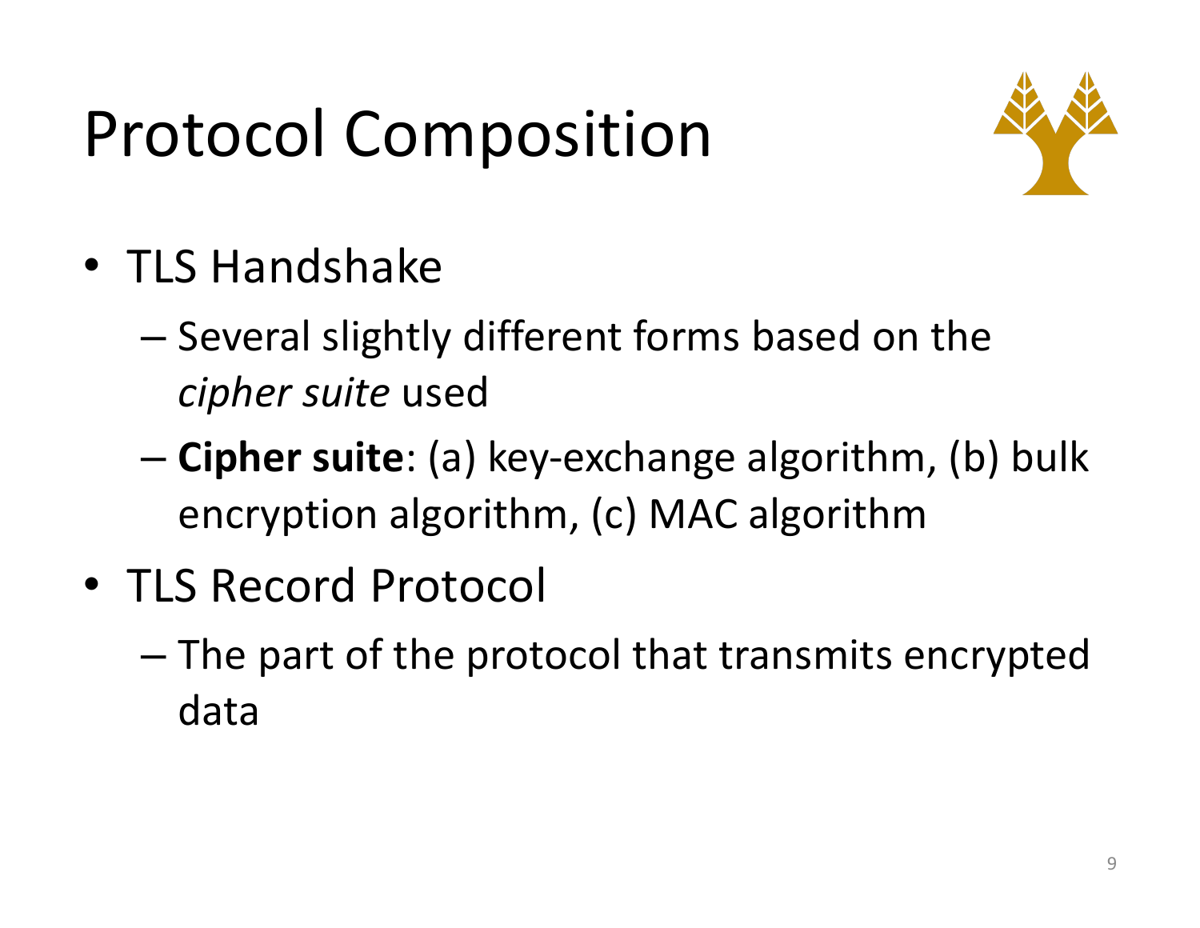# Protocol Composition

- TLS Handshake
  - Several slightly different forms based on the *cipher suite* used
  - **Cipher suite**: (a) key-exchange algorithm, (b) bulk encryption algorithm, (c) MAC algorithm
- TLS Record Protocol
  - The part of the protocol that transmits encrypted data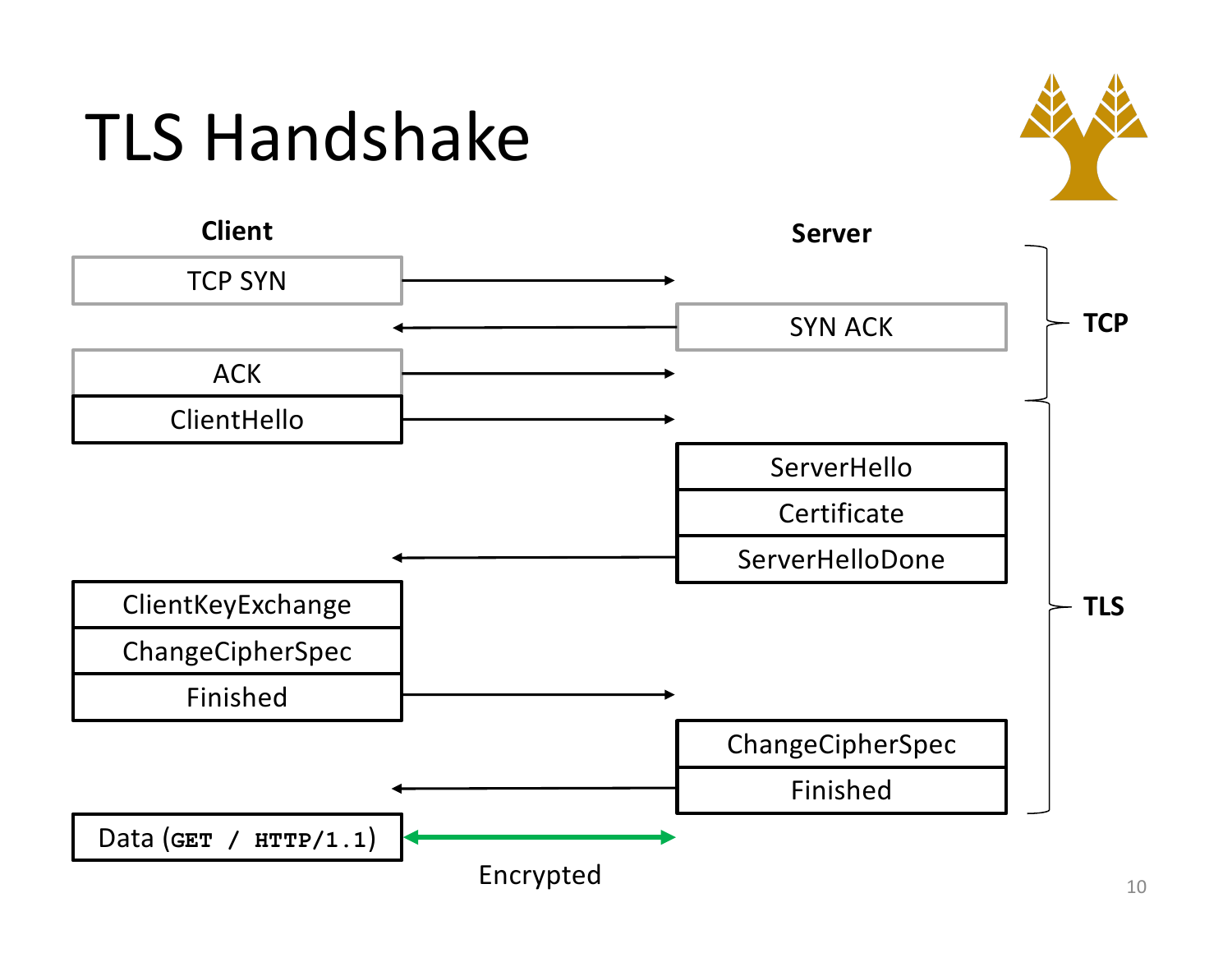# TLS Handshake

**Client** | **Server**

**TCP**

- TCP SYN →
- ← SYN ACK
- ACK →

**TLS**

- ClientHello →
- ← ServerHello, Certificate, ServerHelloDone
- ClientKeyExchange, ChangeCipherSpec, Finished →
- ← ChangeCipherSpec, Finished

Data (`GET / HTTP/1.1`) ↔ Encrypted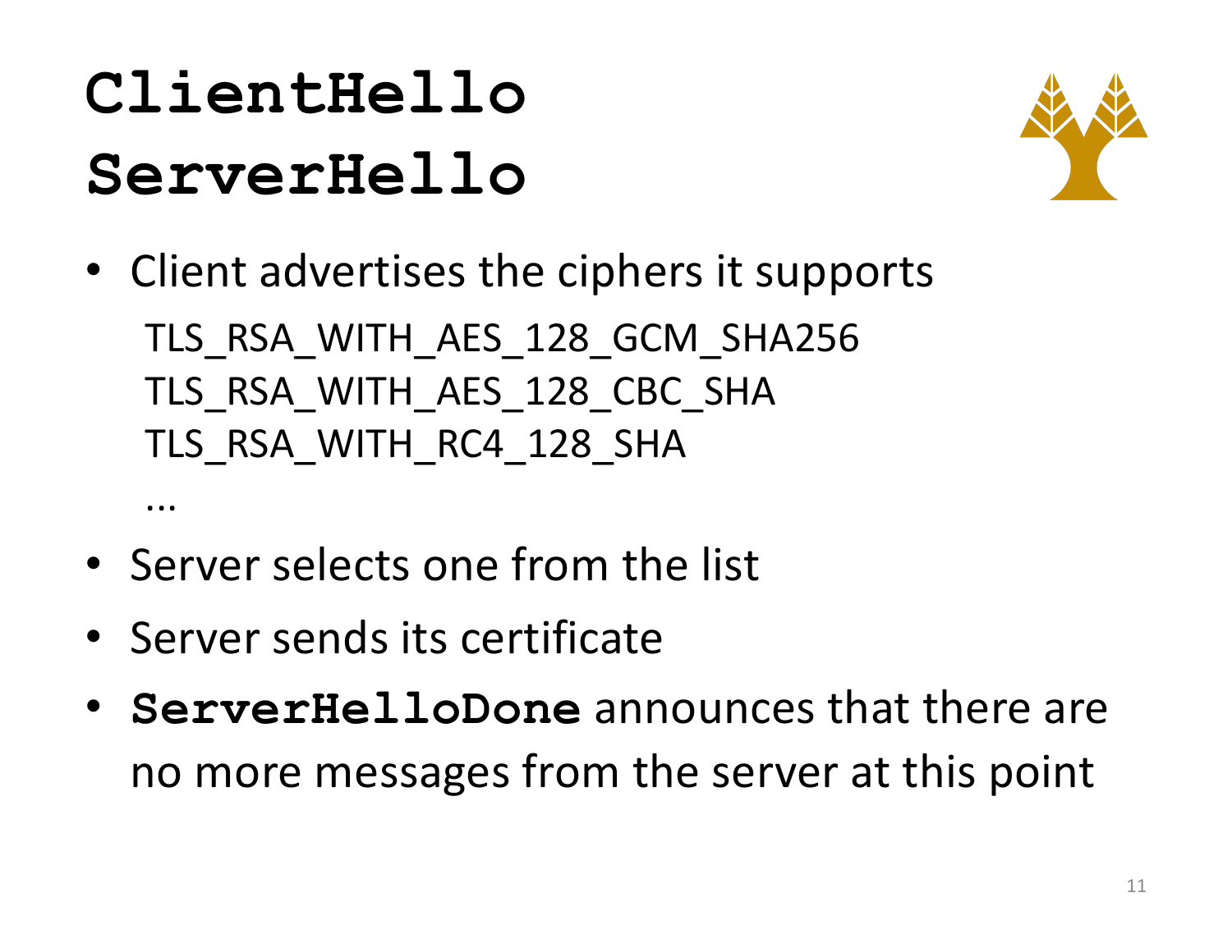# `ClientHello` `ServerHello`

- Client advertises the ciphers it supports

  TLS_RSA_WITH_AES_128_GCM_SHA256
  TLS_RSA_WITH_AES_128_CBC_SHA
  TLS_RSA_WITH_RC4_128_SHA
  ...

- Server selects one from the list
- Server sends its certificate
- **`ServerHelloDone`** announces that there are no more messages from the server at this point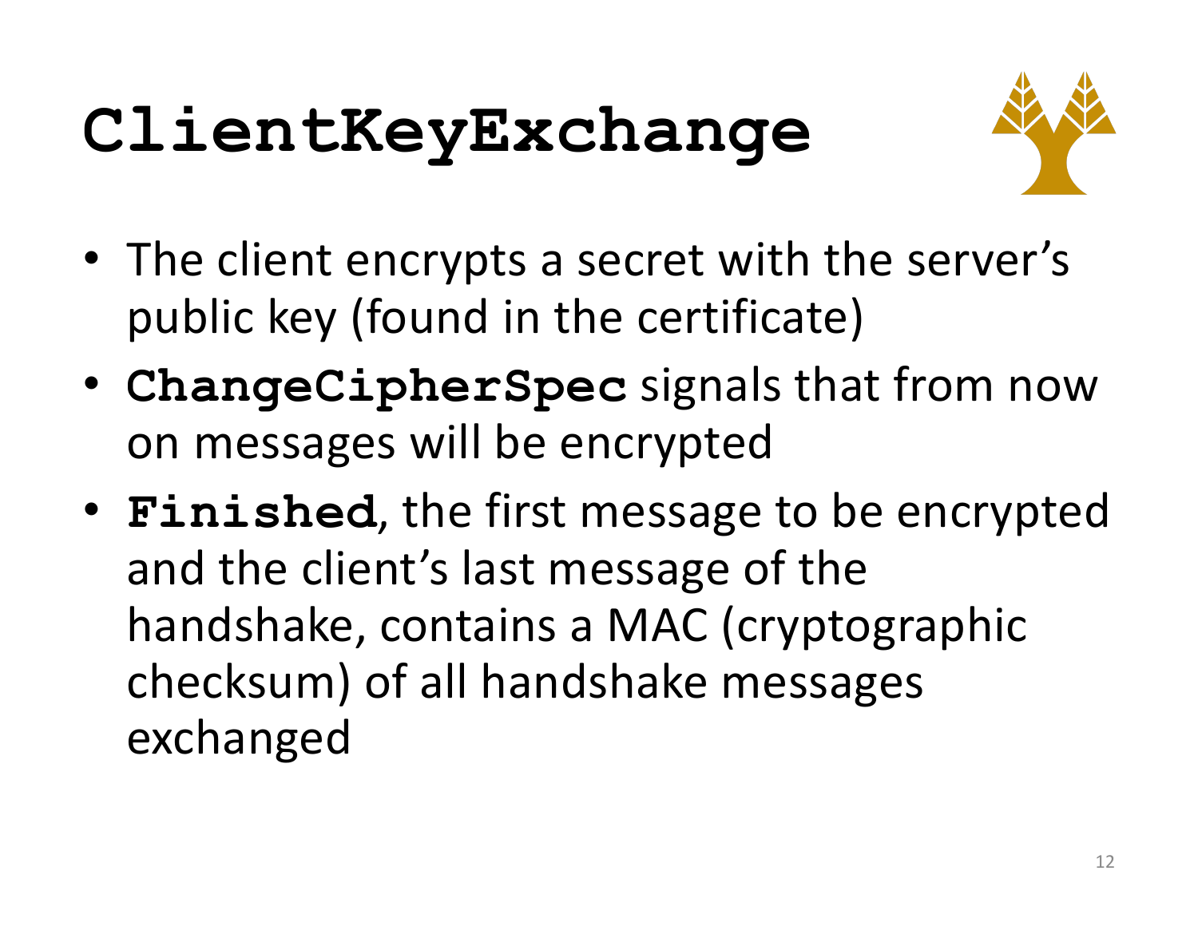# ClientKeyExchange

- The client encrypts a secret with the server's public key (found in the certificate)
- **ChangeCipherSpec** signals that from now on messages will be encrypted
- **Finished**, the first message to be encrypted and the client's last message of the handshake, contains a MAC (cryptographic checksum) of all handshake messages exchanged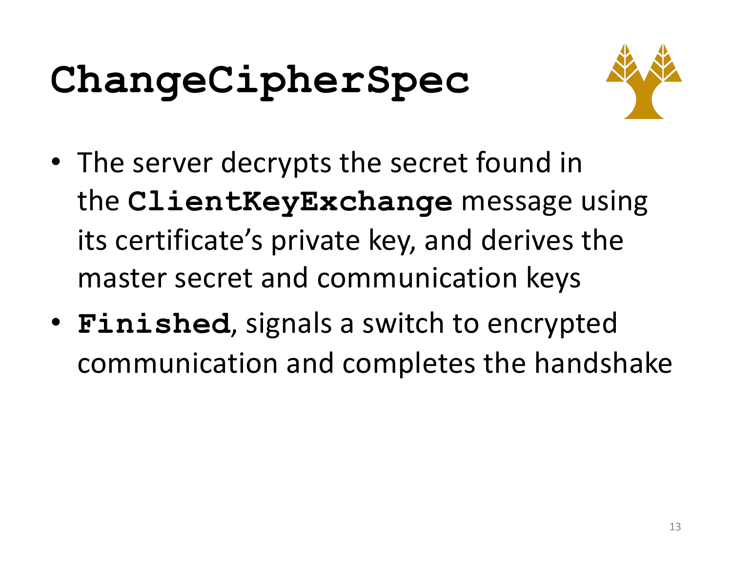# `ChangeCipherSpec`

- The server decrypts the secret found in the **`ClientKeyExchange`** message using its certificate's private key, and derives the master secret and communication keys
- **`Finished`**, signals a switch to encrypted communication and completes the handshake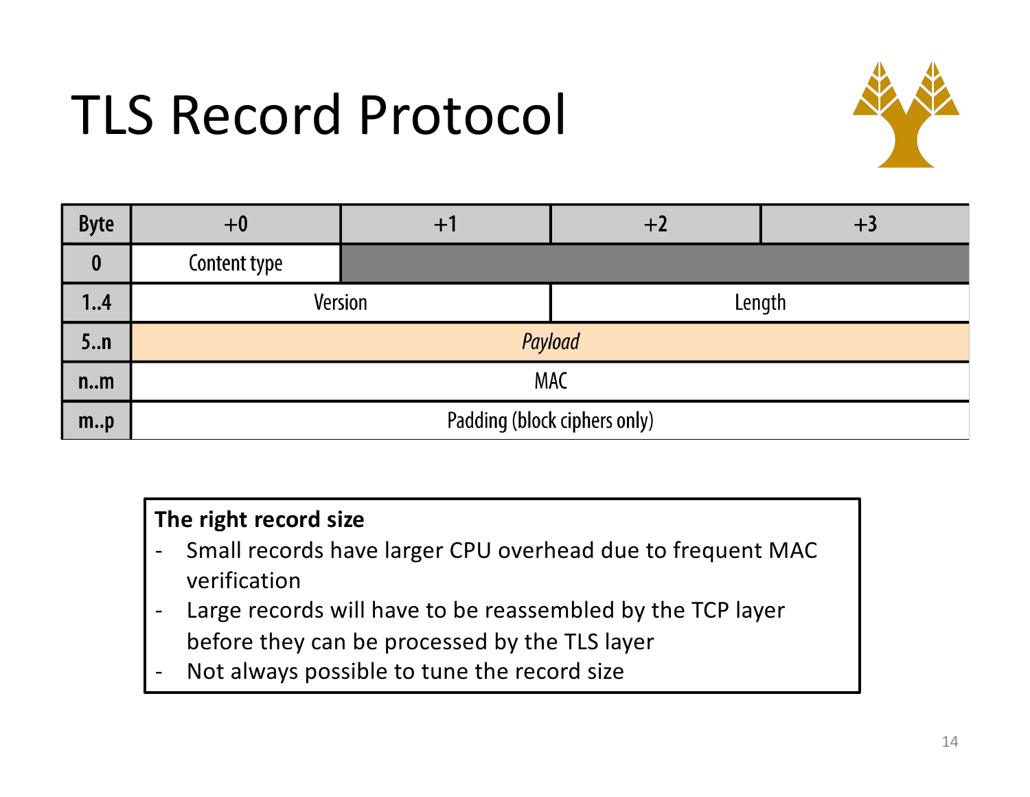# TLS Record Protocol

| Byte | +0 | +1 | +2 | +3 |
|---|---|---|---|---|
| 0 | Content type | | | |
| 1..4 | Version | | Length | |
| 5..n | *Payload* | | | |
| n..m | MAC | | | |
| m..p | Padding (block ciphers only) | | | |

**The right record size**

- Small records have larger CPU overhead due to frequent MAC verification
- Large records will have to be reassembled by the TCP layer before they can be processed by the TLS layer
- Not always possible to tune the record size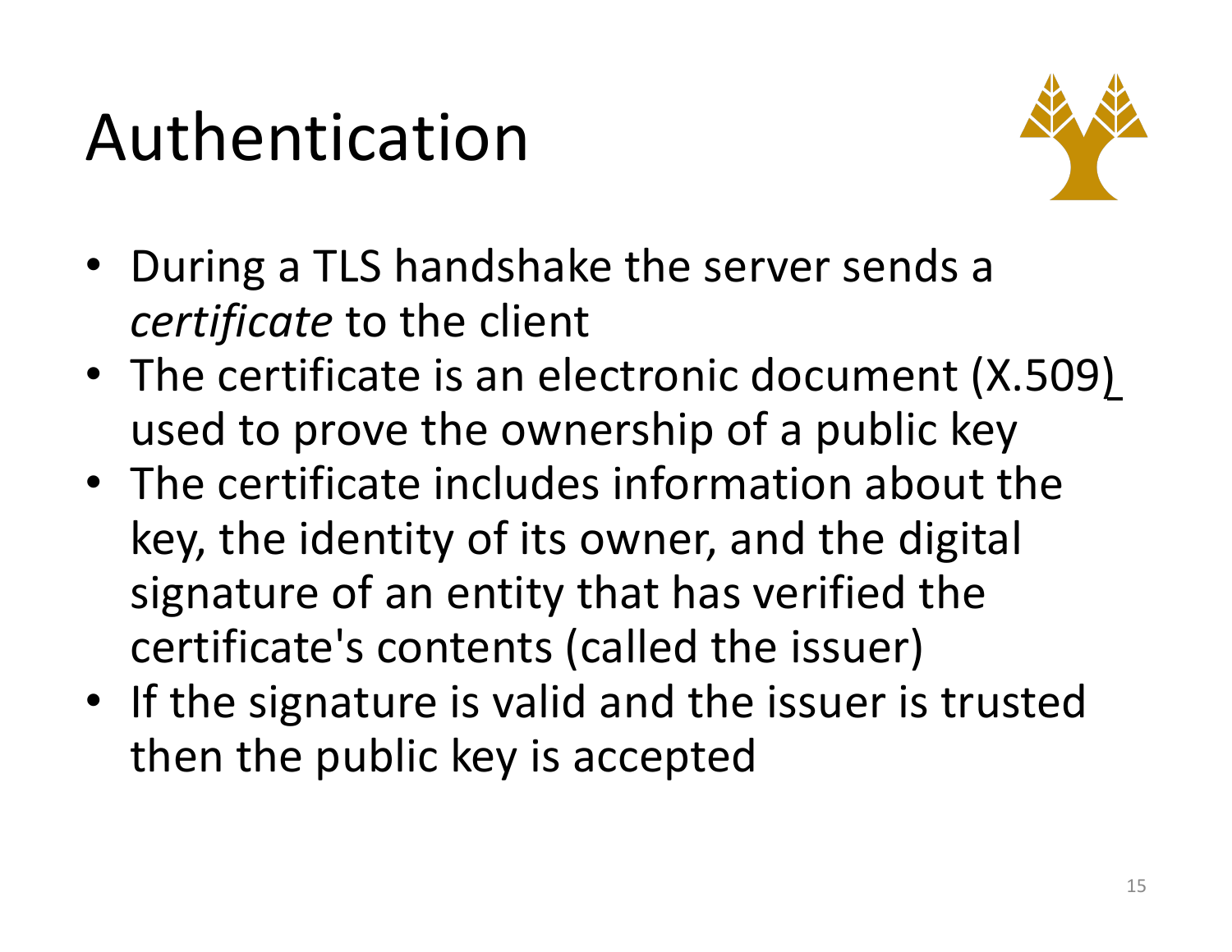# Authentication

- During a TLS handshake the server sends a *certificate* to the client
- The certificate is an electronic document (X.509) used to prove the ownership of a public key
- The certificate includes information about the key, the identity of its owner, and the digital signature of an entity that has verified the certificate's contents (called the issuer)
- If the signature is valid and the issuer is trusted then the public key is accepted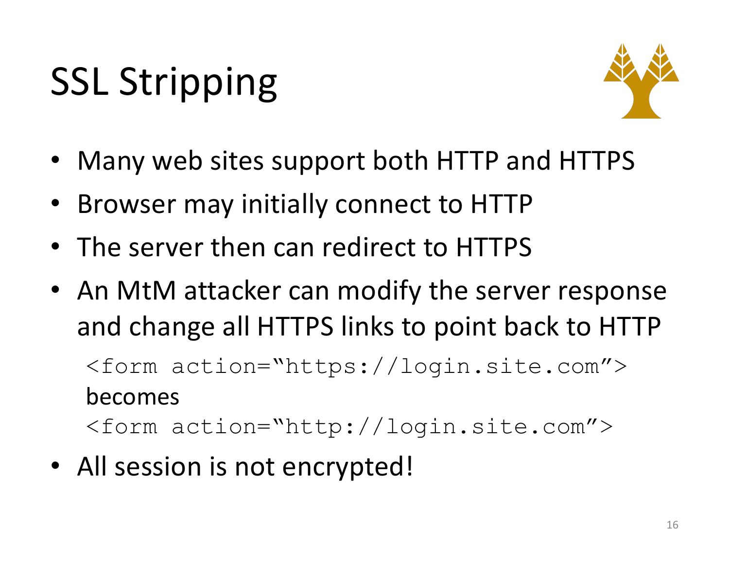# SSL Stripping

- Many web sites support both HTTP and HTTPS
- Browser may initially connect to HTTP
- The server then can redirect to HTTPS
- An MtM attacker can modify the server response and change all HTTPS links to point back to HTTP

  ```
  <form action="https://login.site.com">
  ```

  becomes

  ```
  <form action="http://login.site.com">
  ```

- All session is not encrypted!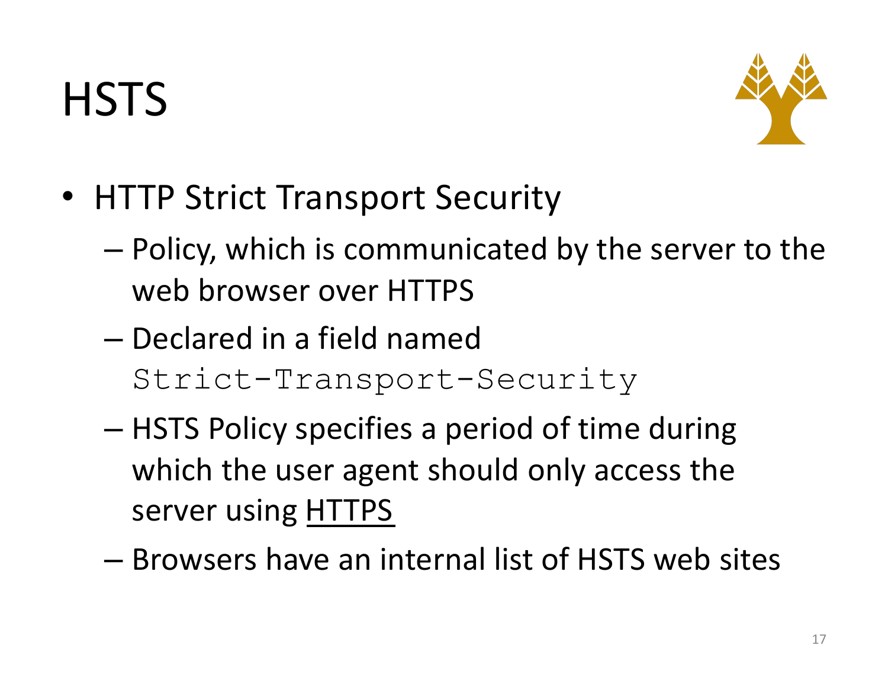# HSTS

- HTTP Strict Transport Security
  - Policy, which is communicated by the server to the web browser over HTTPS
  - Declared in a field named `Strict-Transport-Security`
  - HSTS Policy specifies a period of time during which the user agent should only access the server using <u>HTTPS</u>
  - Browsers have an internal list of HSTS web sites